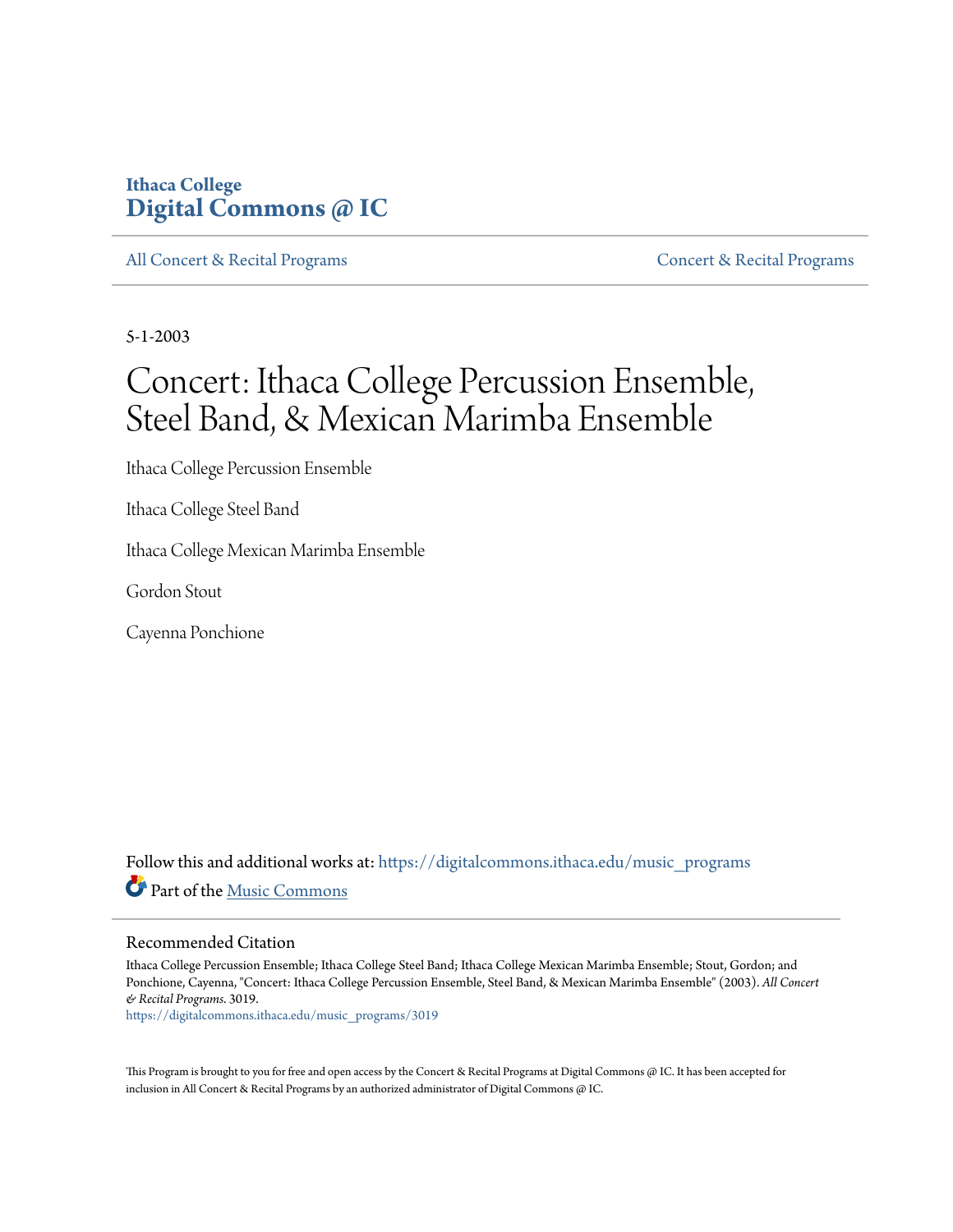Ithaca College
**Digital Commons @ IC**

All Concert & Recital Programs | Concert & Recital Programs

5-1-2003

# Concert: Ithaca College Percussion Ensemble, Steel Band, & Mexican Marimba Ensemble

Ithaca College Percussion Ensemble

Ithaca College Steel Band

Ithaca College Mexican Marimba Ensemble

Gordon Stout

Cayenna Ponchione

Follow this and additional works at: https://digitalcommons.ithaca.edu/music_programs

Part of the Music Commons

## Recommended Citation

Ithaca College Percussion Ensemble; Ithaca College Steel Band; Ithaca College Mexican Marimba Ensemble; Stout, Gordon; and Ponchione, Cayenna, "Concert: Ithaca College Percussion Ensemble, Steel Band, & Mexican Marimba Ensemble" (2003). *All Concert & Recital Programs*. 3019.
https://digitalcommons.ithaca.edu/music_programs/3019

This Program is brought to you for free and open access by the Concert & Recital Programs at Digital Commons @ IC. It has been accepted for inclusion in All Concert & Recital Programs by an authorized administrator of Digital Commons @ IC.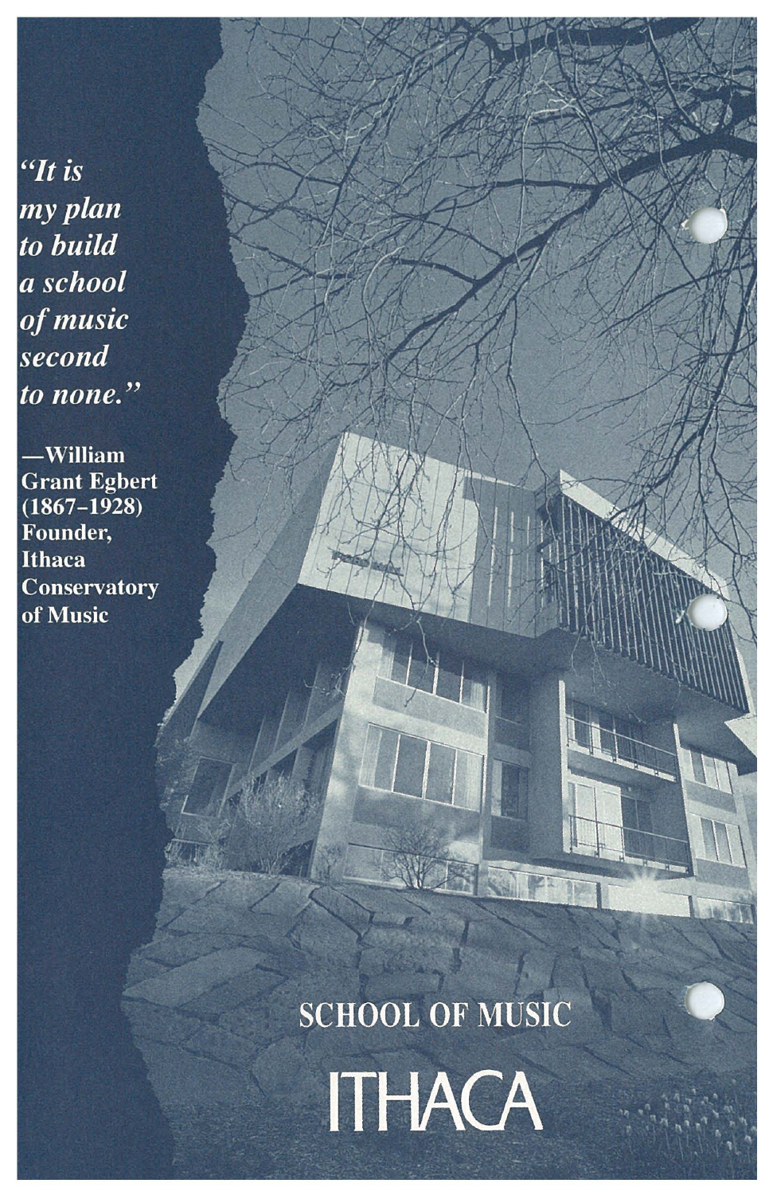*"It is my plan to build a school of music second to none."*

**—William Grant Egbert (1867–1928) Founder, Ithaca Conservatory of Music**

SCHOOL OF MUSIC

ITHACA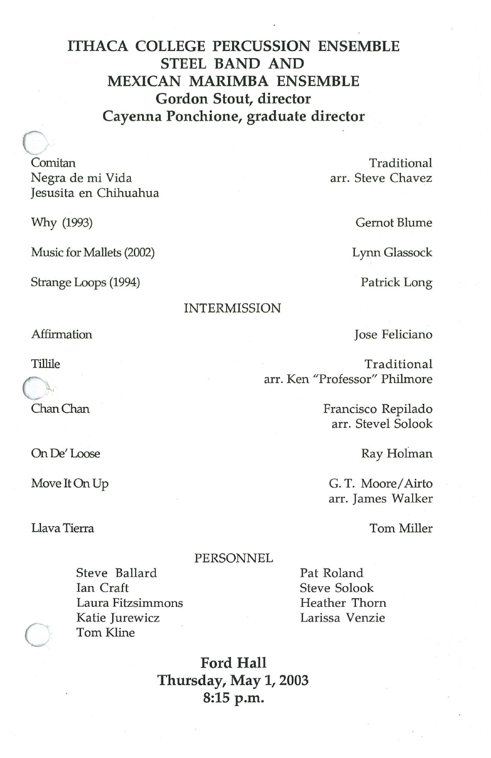# ITHACA COLLEGE PERCUSSION ENSEMBLE STEEL BAND AND MEXICAN MARIMBA ENSEMBLE

**Gordon Stout, director**
**Cayenna Ponchione, graduate director**

| | |
|---|---|
| Comitan<br>Negra de mi Vida<br>Jesusita en Chihuahua | Traditional<br>arr. Steve Chavez |
| Why (1993) | Gernot Blume |
| Music for Mallets (2002) | Lynn Glassock |
| Strange Loops (1994) | Patrick Long |

INTERMISSION

| | |
|---|---|
| Affirmation | Jose Feliciano |
| Tillile | Traditional<br>arr. Ken "Professor" Philmore |
| Chan Chan | Francisco Repilado<br>arr. Stevel Solook |
| On De' Loose | Ray Holman |
| Move It On Up | G. T. Moore/Airto<br>arr. James Walker |
| Llava Tierra | Tom Miller |

PERSONNEL

Steve Ballard
Ian Craft
Laura Fitzsimmons
Katie Jurewicz
Tom Kline
Pat Roland
Steve Solook
Heather Thorn
Larissa Venzie

**Ford Hall**
**Thursday, May 1, 2003**
**8:15 p.m.**